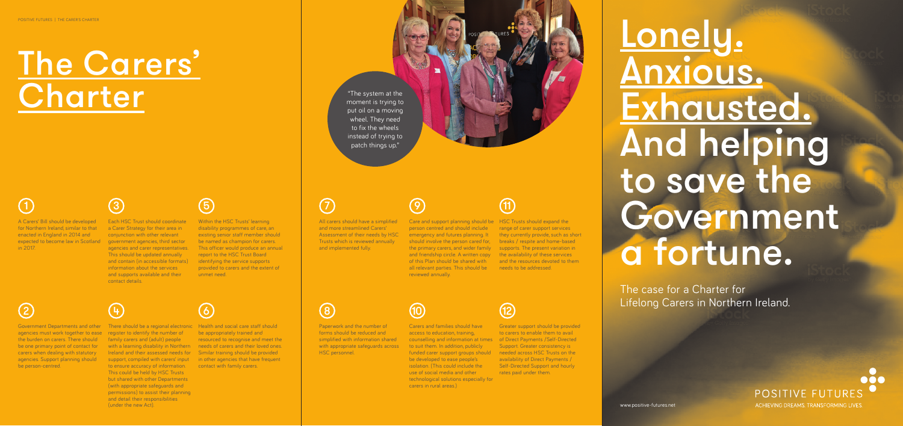# The Carers' Charter

**1**

A Carers' Bill should be developed for Northern Ireland, similar to that enacted in England in 2014 and expected to become law in Scotland in 2017.

**2**

Government Departments and other agencies must work together to ease the burden on carers. There should be one primary point of contact for carers when dealing with statutory agencies. Support planning should be person-centred.

**3**

Each HSC Trust should coordinate a Carer Strategy for their area in conjunction with other relevant government agencies, third sector agencies and carer representatives. This should be updated annually and contain (in accessible formats) information about the services and supports available and their contact details.

**4**

There should be a regional electronic register to identify the number of family carers and (adult) people with a learning disability in Northern Ireland and their assessed needs for support, compiled with carers' input to ensure accuracy of information. This could be held by HSC Trusts but shared with other Departments (with appropriate safeguards and permissions) to assist their planning and detail their responsibilities (under the new Act).

**5**

Within the HSC Trusts' learning disability programmes of care, an existing senior staff member should be named as champion for carers. This officer would produce an annual report to the HSC Trust Board identifying the service supports provided to carers and the extent of unmet need.

**6**

Health and social care staff should be appropriately trained and resourced to recognise and meet the needs of carers and their loved ones. Similar training should be provided in other agencies that have frequent contact with family carers.

"The system at the moment is trying to put oil on a moving wheel. They need to fix the wheels instead of trying to patch things up."

**7**

All carers should have a simplified and more streamlined Carers' Assessment of their needs by HSC Trusts which is reviewed annually and implemented fully.

**8**

Paperwork and the number of forms should be reduced and simplified with information shared with appropriate safeguards across HSC personnel.

**9**

Care and support planning should be person centred and should include emergency and futures planning. It should involve the person cared for, the primary carers, and wider family and friendship circle. A written copy of this Plan should be shared with all relevant parties. This should be reviewed annually.

**10**

Carers and families should have access to education, training, counselling and information at times to suit them. In addition, publicly funded carer support groups should be developed to ease people's isolation. (This could include the use of social media and other technological solutions especially for carers in rural areas.)

**11**

HSC Trusts should expand the range of carer support services they currently provide, such as short breaks / respite and home-based supports. The present variation in the availability of these services and the resources devoted to them needs to be addressed.

**12**

Greater support should be provided to carers to enable them to avail of Direct Payments /Self-Directed Support. Greater consistency is needed across HSC Trusts on the availability of Direct Payments / Self-Directed Support and hourly rates paid under them.

# Lonely. Anxious. Exhausted. And helping to save the Government a fortune.

The case for a Charter for Lifelong Carers in Northern Ireland.

www.positive-futures.net

POSITIVE FUTURES
ACHIEVING DREAMS. TRANSFORMING LIVES.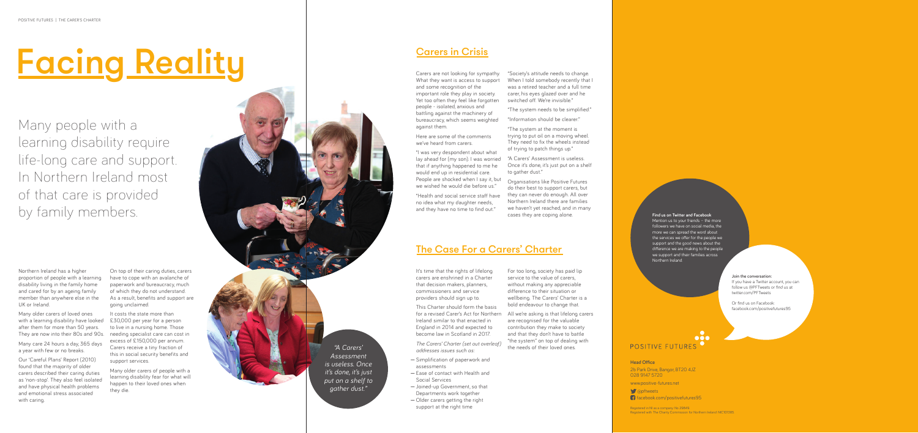# Facing Reality

Many people with a learning disability require life-long care and support. In Northern Ireland most of that care is provided by family members.

Northern Ireland has a higher proportion of people with a learning disability living in the family home and cared for by an ageing family member than anywhere else in the UK or Ireland.

Many older carers of loved ones with a learning disability have looked after them for more than 50 years. They are now into their 80s and 90s.

Many care 24 hours a day, 365 days a year with few or no breaks.

Our 'Careful Plans' Report (2010) found that the majority of older carers described their caring duties as 'non-stop'. They also feel isolated and have physical health problems and emotional stress associated with caring.

On top of their caring duties, carers have to cope with an avalanche of paperwork and bureaucracy, much of which they do not understand. As a result, benefits and support are going unclaimed.

It costs the state more than £30,000 per year for a person to live in a nursing home. Those needing specialist care can cost in excess of £150,000 per annum. Carers receive a tiny fraction of this in social security benefits and support services.

Many older carers of people with a learning disability fear for what will happen to their loved ones when they die.

*"A Carers' Assessment is useless. Once it's done, it's just put on a shelf to gather dust."*

## Carers in Crisis

Carers are not looking for sympathy. What they want is access to support and some recognition of the important role they play in society. Yet too often they feel like forgotten people - isolated, anxious and battling against the machinery of bureaucracy, which seems weighted against them.

Here are some of the comments we've heard from carers.

"I was very despondent about what lay ahead for (my son). I was worried that if anything happened to me he would end up in residential care. People are shocked when I say it, but we wished he would die before us."

"Health and social service staff have no idea what my daughter needs, and they have no time to find out."

"Society's attitude needs to change. When I told somebody recently that I was a retired teacher and a full time carer, his eyes glazed over and he switched off. We're invisible."

"The system needs to be simplified."

"Information should be clearer."

"The system at the moment is trying to put oil on a moving wheel. They need to fix the wheels instead of trying to patch things up."

"A Carers' Assessment is useless. Once it's done, it's just put on a shelf to gather dust."

Organisations like Positive Futures do their best to support carers, but they can never do enough. All over Northern Ireland there are families we haven't yet reached, and in many cases they are coping alone.

## The Case For a Carers' Charter

It's time that the rights of lifelong carers are enshrined in a Charter that decision makers, planners, commissioners and service providers should sign up to.

This Charter should form the basis for a revised Carer's Act for Northern Ireland similar to that enacted in England in 2014 and expected to become law in Scotland in 2017.

*The Carers' Charter (set out overleaf) addresses issues such as:*

- Simplification of paperwork and assessments
- Ease of contact with Health and Social Services
- Joined-up Government, so that Departments work together
- Older carers getting the right support at the right time

For too long, society has paid lip service to the value of carers, without making any appreciable difference to their situation or wellbeing. The Carers' Charter is a bold endeavour to change that.

All we're asking is that lifelong carers are recognised for the valuable contribution they make to society and that they don't have to battle "the system" on top of dealing with the needs of their loved ones.

**Find us on Twitter and Facebook**
Mention us to your friends – the more followers we have on social media, the more we can spread the word about the services we offer for the people we support and the good news about the difference we are making to the people we support and their families across Northern Ireland.

**Join the conversation:**
If you have a Twitter account, you can follow us @PFTweets or find us at twitter.com/PFTweets

Or find us on Facebook: facebook.com/positivefutures95

POSITIVE FUTURES

**Head Office**
2b Park Drive, Bangor, BT20 4JZ
028 9147 5720

www.positive-futures.net

@pftweets
facebook.com/positivefutures95

Registered in NI as a company: No. 29849
Registered with The Charity Commission for Northern Ireland NIC101385